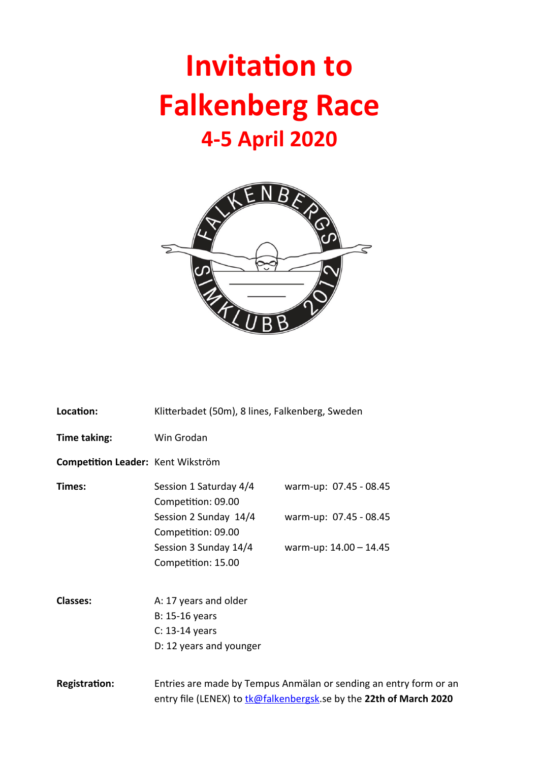# Invitation to Falkenberg Race

## 4-5 April 2020

**Location:** Klitterbadet (50m), 8 lines, Falkenberg, Sweden

**Time taking:** Win Grodan

**Competition Leader:** Kent Wikström

**Times:**

| | |
|---|---|
| Session 1 Saturday 4/4 | warm-up: 07.45 - 08.45 |
| Competition: 09.00 | |
| Session 2 Sunday 14/4 | warm-up: 07.45 - 08.45 |
| Competition: 09.00 | |
| Session 3 Sunday 14/4 | warm-up: 14.00 – 14.45 |
| Competition: 15.00 | |

**Classes:**

A: 17 years and older
B: 15-16 years
C: 13-14 years
D: 12 years and younger

**Registration:** Entries are made by Tempus Anmälan or sending an entry form or an entry file (LENEX) to tk@falkenbergsk.se by the **22th of March 2020**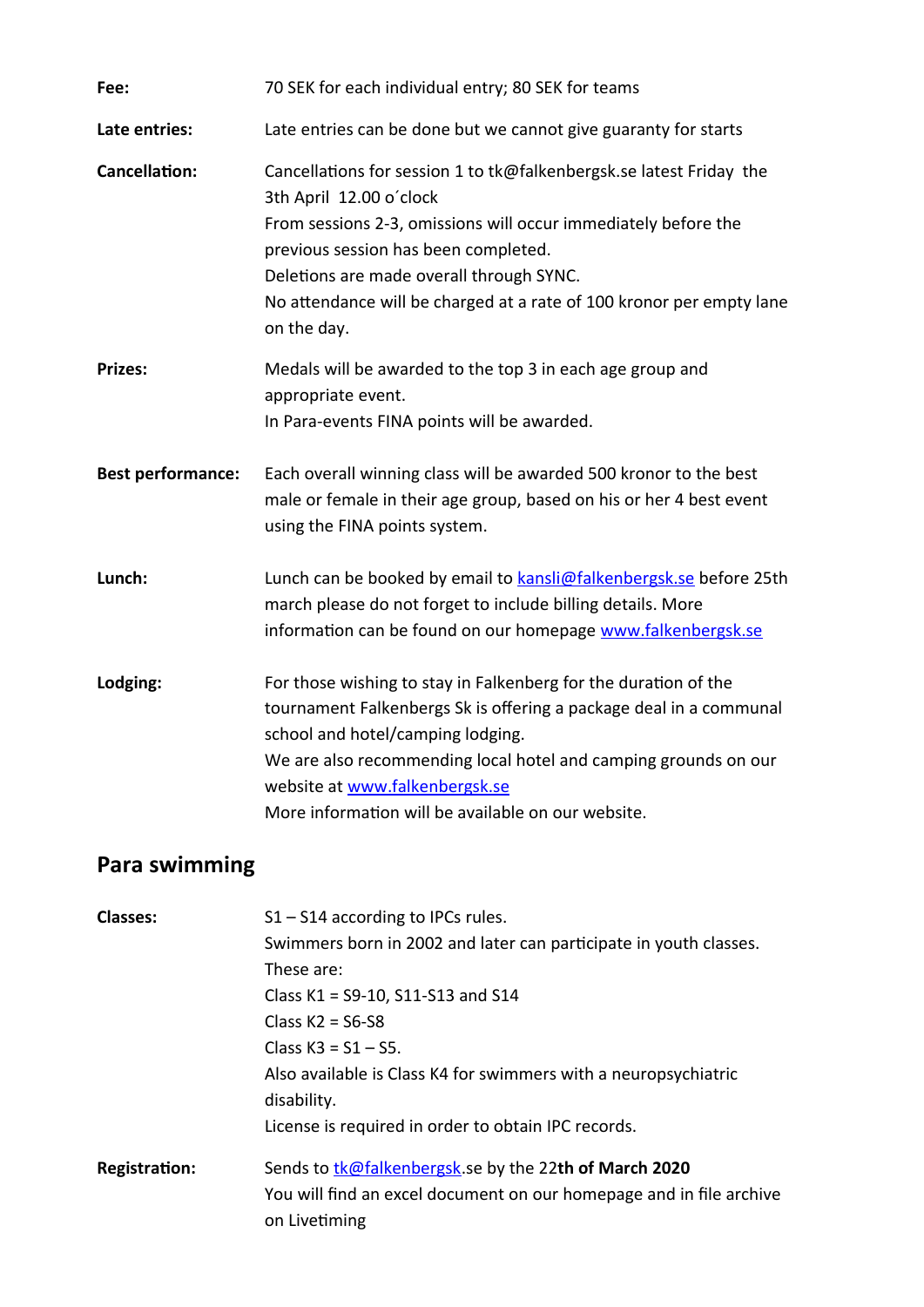**Fee:** 70 SEK for each individual entry; 80 SEK for teams

**Late entries:** Late entries can be done but we cannot give guaranty for starts

**Cancellation:** Cancellations for session 1 to tk@falkenbergsk.se latest Friday the 3th April 12.00 o´clock
From sessions 2-3, omissions will occur immediately before the previous session has been completed.
Deletions are made overall through SYNC.
No attendance will be charged at a rate of 100 kronor per empty lane on the day.

**Prizes:** Medals will be awarded to the top 3 in each age group and appropriate event.
In Para-events FINA points will be awarded.

**Best performance:** Each overall winning class will be awarded 500 kronor to the best male or female in their age group, based on his or her 4 best event using the FINA points system.

**Lunch:** Lunch can be booked by email to [kansli@falkenbergsk.se](mailto:kansli@falkenbergsk.se) before 25th march please do not forget to include billing details. More information can be found on our homepage [www.falkenbergsk.se](http://www.falkenbergsk.se)

**Lodging:** For those wishing to stay in Falkenberg for the duration of the tournament Falkenbergs Sk is offering a package deal in a communal school and hotel/camping lodging.
We are also recommending local hotel and camping grounds on our website at [www.falkenbergsk.se](http://www.falkenbergsk.se)
More information will be available on our website.

## Para swimming

**Classes:** S1 – S14 according to IPCs rules.
Swimmers born in 2002 and later can participate in youth classes.
These are:
Class K1 = S9-10, S11-S13 and S14
Class K2 = S6-S8
Class K3 = S1 – S5.
Also available is Class K4 for swimmers with a neuropsychiatric disability.
License is required in order to obtain IPC records.

**Registration:** Sends to [tk@falkenbergsk](mailto:tk@falkenbergsk.se).se by the 22**th of March 2020**
You will find an excel document on our homepage and in file archive on Livetiming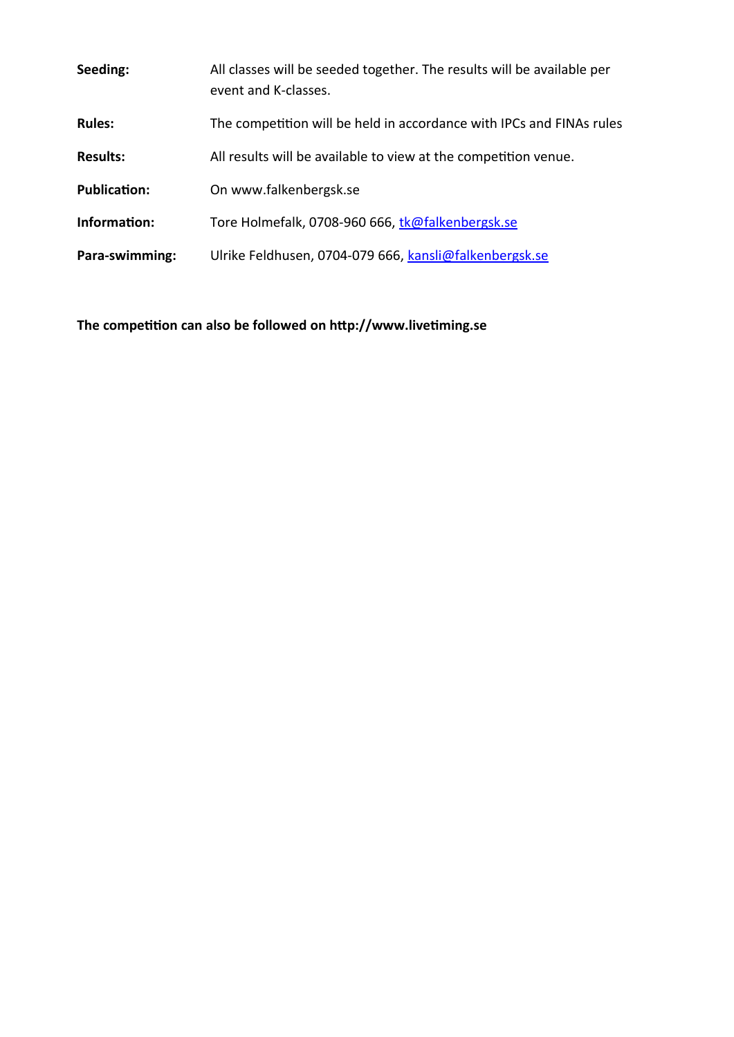**Seeding:** All classes will be seeded together. The results will be available per event and K-classes.

**Rules:** The competition will be held in accordance with IPCs and FINAs rules

**Results:** All results will be available to view at the competition venue.

**Publication:** On www.falkenbergsk.se

**Information:** Tore Holmefalk, 0708-960 666, tk@falkenbergsk.se

**Para-swimming:** Ulrike Feldhusen, 0704-079 666, kansli@falkenbergsk.se

**The competition can also be followed on http://www.livetiming.se**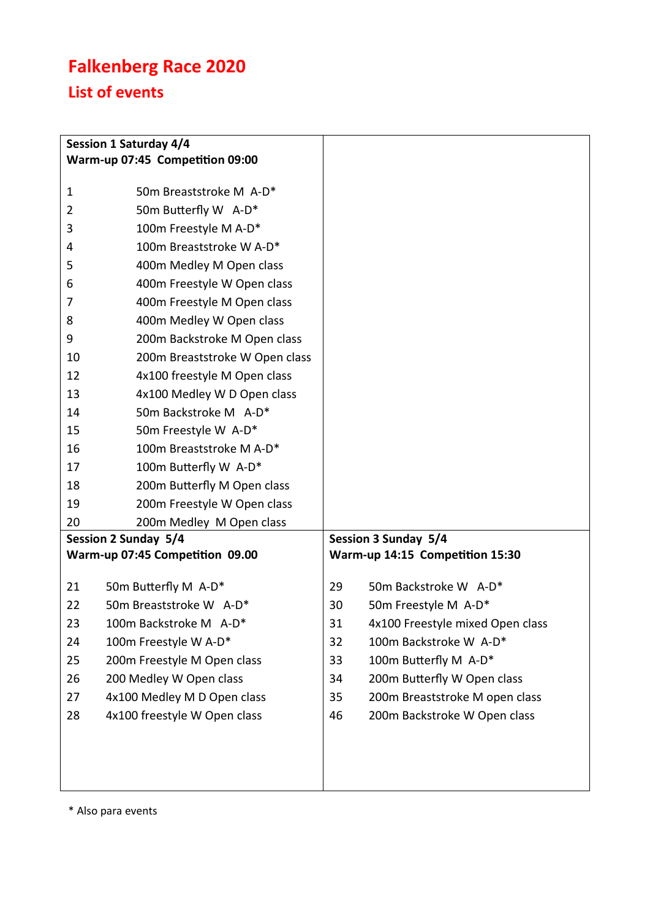# Falkenberg Race 2020

## List of events

**Session 1 Saturday 4/4**
**Warm-up 07:45 Competition 09:00**

| | |
|---|---|
| 1 | 50m Breaststroke M A-D* |
| 2 | 50m Butterfly W A-D* |
| 3 | 100m Freestyle M A-D* |
| 4 | 100m Breaststroke W A-D* |
| 5 | 400m Medley M Open class |
| 6 | 400m Freestyle W Open class |
| 7 | 400m Freestyle M Open class |
| 8 | 400m Medley W Open class |
| 9 | 200m Backstroke M Open class |
| 10 | 200m Breaststroke W Open class |
| 12 | 4x100 freestyle M Open class |
| 13 | 4x100 Medley W D Open class |
| 14 | 50m Backstroke M A-D* |
| 15 | 50m Freestyle W A-D* |
| 16 | 100m Breaststroke M A-D* |
| 17 | 100m Butterfly W A-D* |
| 18 | 200m Butterfly M Open class |
| 19 | 200m Freestyle W Open class |
| 20 | 200m Medley M Open class |

**Session 2 Sunday 5/4**
**Warm-up 07:45 Competition 09.00**

| | |
|---|---|
| 21 | 50m Butterfly M A-D* |
| 22 | 50m Breaststroke W A-D* |
| 23 | 100m Backstroke M A-D* |
| 24 | 100m Freestyle W A-D* |
| 25 | 200m Freestyle M Open class |
| 26 | 200 Medley W Open class |
| 27 | 4x100 Medley M D Open class |
| 28 | 4x100 freestyle W Open class |

**Session 3 Sunday 5/4**
**Warm-up 14:15 Competition 15:30**

| | |
|---|---|
| 29 | 50m Backstroke W A-D* |
| 30 | 50m Freestyle M A-D* |
| 31 | 4x100 Freestyle mixed Open class |
| 32 | 100m Backstroke W A-D* |
| 33 | 100m Butterfly M A-D* |
| 34 | 200m Butterfly W Open class |
| 35 | 200m Breaststroke M open class |
| 46 | 200m Backstroke W Open class |

* Also para events